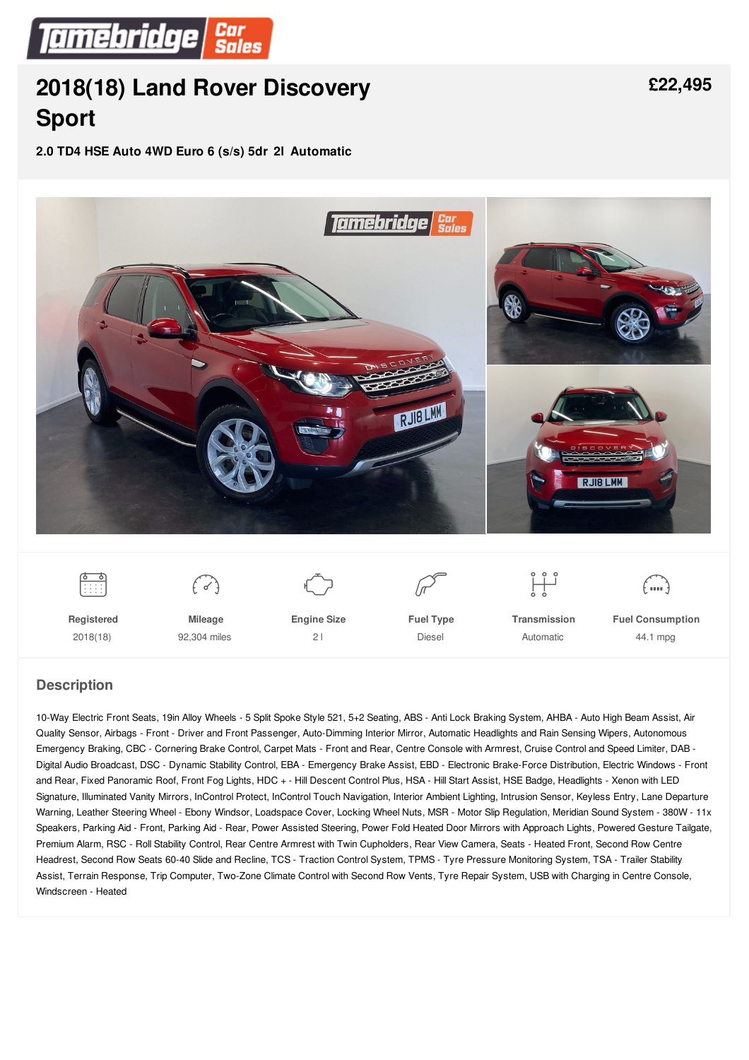# 2018(18) Land Rover Discovery Sport

**£22,495**

**2.0 TD4 HSE Auto 4WD Euro 6 (s/s) 5dr 2l Automatic**

| Registered | Mileage | Engine Size | Fuel Type | Transmission | Fuel Consumption |
|---|---|---|---|---|---|
| 2018(18) | 92,304 miles | 2 l | Diesel | Automatic | 44.1 mpg |

## Description

10-Way Electric Front Seats, 19in Alloy Wheels - 5 Split Spoke Style 521, 5+2 Seating, ABS - Anti Lock Braking System, AHBA - Auto High Beam Assist, Air Quality Sensor, Airbags - Front - Driver and Front Passenger, Auto-Dimming Interior Mirror, Automatic Headlights and Rain Sensing Wipers, Autonomous Emergency Braking, CBC - Cornering Brake Control, Carpet Mats - Front and Rear, Centre Console with Armrest, Cruise Control and Speed Limiter, DAB - Digital Audio Broadcast, DSC - Dynamic Stability Control, EBA - Emergency Brake Assist, EBD - Electronic Brake-Force Distribution, Electric Windows - Front and Rear, Fixed Panoramic Roof, Front Fog Lights, HDC + - Hill Descent Control Plus, HSA - Hill Start Assist, HSE Badge, Headlights - Xenon with LED Signature, Illuminated Vanity Mirrors, InControl Protect, InControl Touch Navigation, Interior Ambient Lighting, Intrusion Sensor, Keyless Entry, Lane Departure Warning, Leather Steering Wheel - Ebony Windsor, Loadspace Cover, Locking Wheel Nuts, MSR - Motor Slip Regulation, Meridian Sound System - 380W - 11x Speakers, Parking Aid - Front, Parking Aid - Rear, Power Assisted Steering, Power Fold Heated Door Mirrors with Approach Lights, Powered Gesture Tailgate, Premium Alarm, RSC - Roll Stability Control, Rear Centre Armrest with Twin Cupholders, Rear View Camera, Seats - Heated Front, Second Row Centre Headrest, Second Row Seats 60-40 Slide and Recline, TCS - Traction Control System, TPMS - Tyre Pressure Monitoring System, TSA - Trailer Stability Assist, Terrain Response, Trip Computer, Two-Zone Climate Control with Second Row Vents, Tyre Repair System, USB with Charging in Centre Console, Windscreen - Heated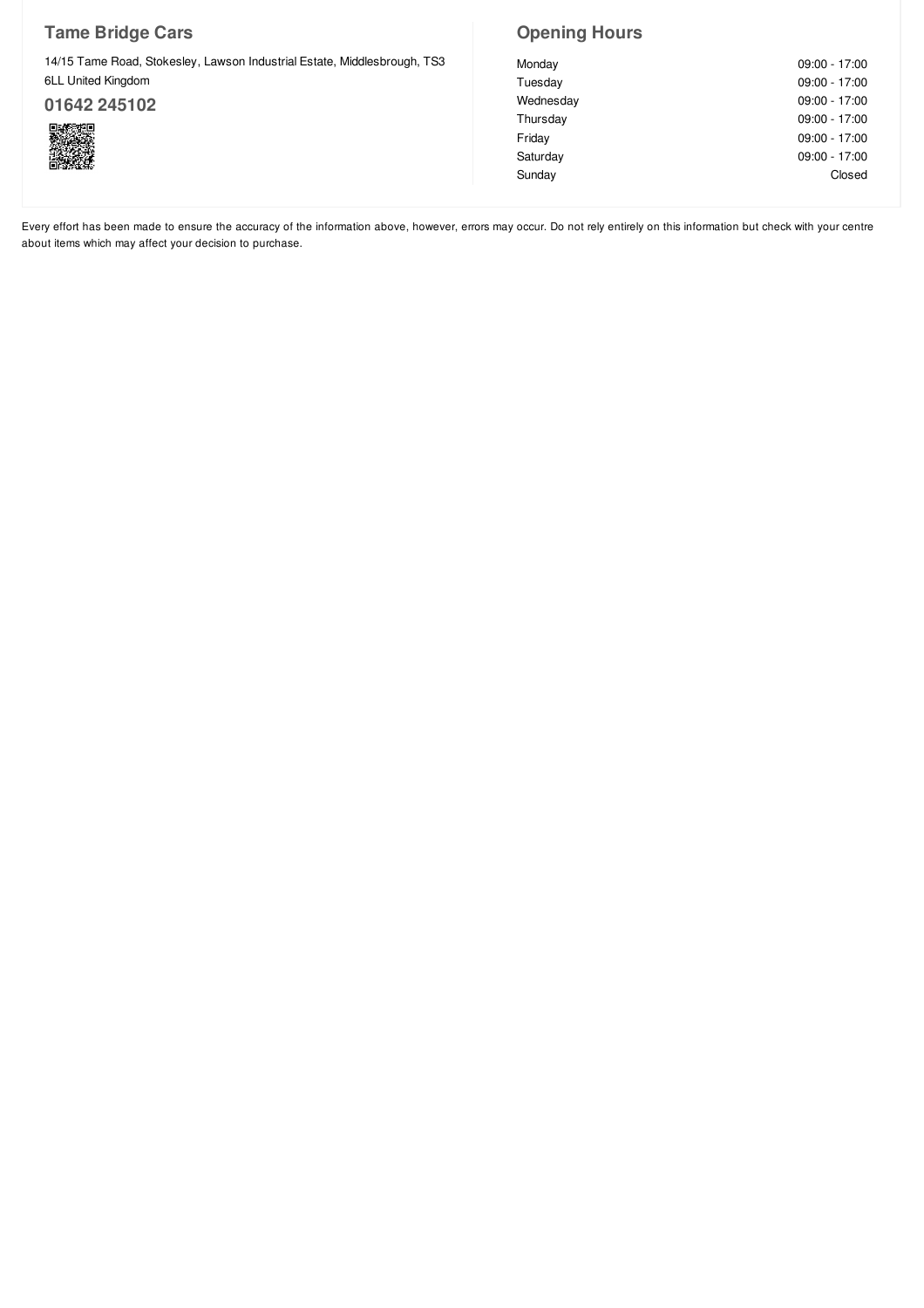## Tame Bridge Cars

14/15 Tame Road, Stokesley, Lawson Industrial Estate, Middlesbrough, TS3 6LL United Kingdom

**01642 245102**

## Opening Hours

| | |
|---|---|
| Monday | 09:00 - 17:00 |
| Tuesday | 09:00 - 17:00 |
| Wednesday | 09:00 - 17:00 |
| Thursday | 09:00 - 17:00 |
| Friday | 09:00 - 17:00 |
| Saturday | 09:00 - 17:00 |
| Sunday | Closed |

Every effort has been made to ensure the accuracy of the information above, however, errors may occur. Do not rely entirely on this information but check with your centre about items which may affect your decision to purchase.